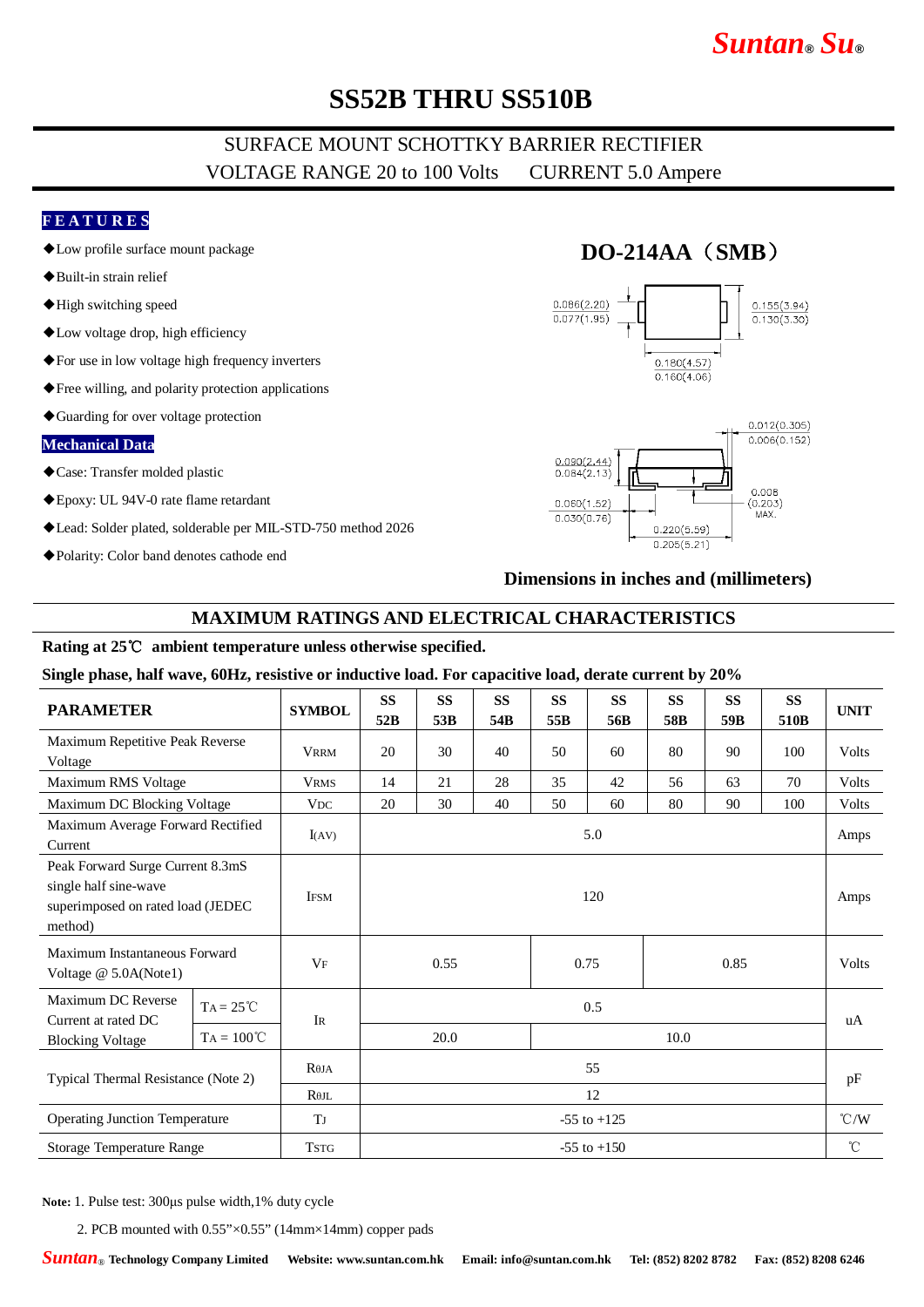# SS52B THRU SS510B

## SURFACE MOUNT SCHOTTKY BARRIER RECTIFIER

VOLTAGE RANGE 20 to 100 Volts CURRENT 5.0 Ampere

### FEATURES

- ◆Low profile surface mount package
- ◆Built-in strain relief
- ◆High switching speed
- ◆Low voltage drop, high efficiency
- ◆For use in low voltage high frequency inverters
- ◆Free willing, and polarity protection applications
- ◆Guarding for over voltage protection

### Mechanical Data

- ◆Case: Transfer molded plastic
- ◆Epoxy: UL 94V-0 rate flame retardant
- ◆Lead: Solder plated, solderable per MIL-STD-750 method 2026
- ◆Polarity: Color band denotes cathode end

### DO-214AA（SMB）

0.086(2.20) 0.077(1.95)
0.155(3.94) 0.130(3.30)
0.180(4.57) 0.160(4.06)
0.012(0.305) 0.006(0.152)
0.090(2.44) 0.084(2.13)
0.008 (0.203) MAX.
0.060(1.52) 0.030(0.76)
0.220(5.59) 0.205(5.21)

**Dimensions in inches and (millimeters)**

## MAXIMUM RATINGS AND ELECTRICAL CHARACTERISTICS

**Rating at 25℃ ambient temperature unless otherwise specified.**

**Single phase, half wave, 60Hz, resistive or inductive load. For capacitive load, derate current by 20%**

| PARAMETER | | SYMBOL | SS 52B | SS 53B | SS 54B | SS 55B | SS 56B | SS 58B | SS 59B | SS 510B | UNIT |
|---|---|---|---|---|---|---|---|---|---|---|---|
| Maximum Repetitive Peak Reverse Voltage | | $V_{RRM}$ | 20 | 30 | 40 | 50 | 60 | 80 | 90 | 100 | Volts |
| Maximum RMS Voltage | | $V_{RMS}$ | 14 | 21 | 28 | 35 | 42 | 56 | 63 | 70 | Volts |
| Maximum DC Blocking Voltage | | $V_{DC}$ | 20 | 30 | 40 | 50 | 60 | 80 | 90 | 100 | Volts |
| Maximum Average Forward Rectified Current | | $I_{(AV)}$ | 5.0 | | | | | | | | Amps |
| Peak Forward Surge Current 8.3mS single half sine-wave superimposed on rated load (JEDEC method) | | $I_{FSM}$ | 120 | | | | | | | | Amps |
| Maximum Instantaneous Forward Voltage @ 5.0A(Note1) | | $V_F$ | 0.55 | | | 0.75 | | 0.85 | | | Volts |
| Maximum DC Reverse Current at rated DC Blocking Voltage | $T_A$ = 25℃ | $I_R$ | 0.5 | | | | | | | | uA |
| | $T_A$ = 100℃ | | 20.0 | | | 10.0 | | | | | |
| Typical Thermal Resistance (Note 2) | | $R_{\theta JA}$ | 55 | | | | | | | | pF |
| | | $R_{\theta JL}$ | 12 | | | | | | | | |
| Operating Junction Temperature | | $T_J$ | -55 to +125 | | | | | | | | ℃/W |
| Storage Temperature Range | | $T_{STG}$ | -55 to +150 | | | | | | | | ℃ |

**Note:** 1. Pulse test: 300μs pulse width,1% duty cycle

2. PCB mounted with 0.55”×0.55” (14mm×14mm) copper pads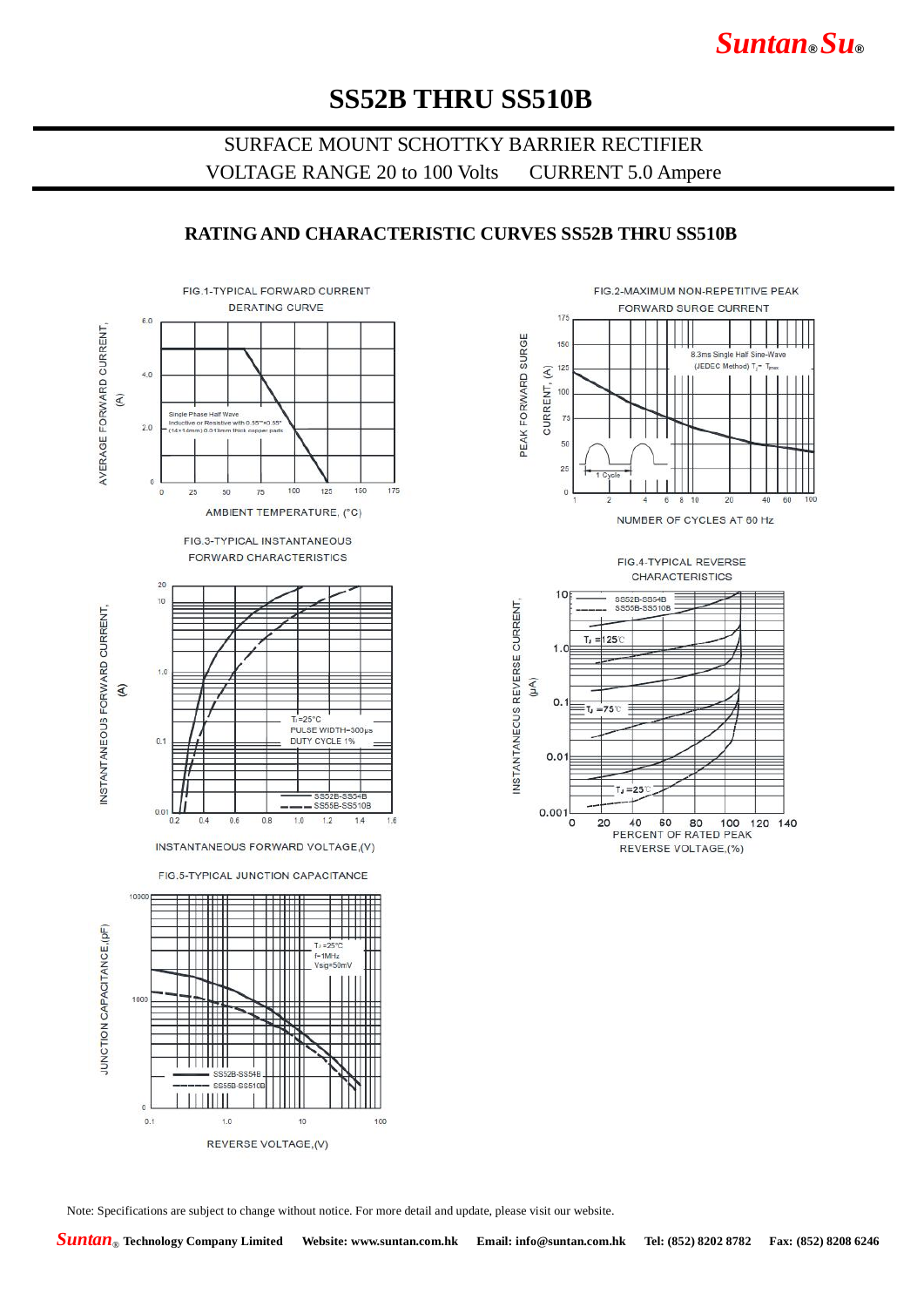# SS52B THRU SS510B

SURFACE MOUNT SCHOTTKY BARRIER RECTIFIER

VOLTAGE RANGE 20 to 100 Volts CURRENT 5.0 Ampere

## RATING AND CHARACTERISTIC CURVES SS52B THRU SS510B

FIG.1-TYPICAL FORWARD CURRENT DERATING CURVE

AVERAGE FORWARD CURRENT, (A)

6.0
4.0
2.0
0

0 25 50 75 100 125 150 175

Single Phase Half Wave
Inductive or Resistive with 0.55"×0.55" (14×14mm) 0.013mm thick copper pads

AMBIENT TEMPERATURE, (°C)

FIG.2-MAXIMUM NON-REPETITIVE PEAK FORWARD SURGE CURRENT

PEAK FORWARD SURGE CURRENT, (A)

175
150
125
100
75
50
25
0

1 2 4 6 8 10 20 40 60 100

8.3ms Single Half Sine-Wave
(JEDEC Method) $T_J = T_{jmax}$

1 Cycle

NUMBER OF CYCLES AT 60 Hz

FIG.3-TYPICAL INSTANTANEOUS FORWARD CHARACTERISTICS

INSTANTANEOUS FORWARD CURRENT, (A)

20
10
1.0
0.1
0.01

0.2 0.4 0.6 0.8 1.0 1.2 1.4 1.6

$T_J$=25°C
PULSE WIDTH=300μs
DUTY CYCLE 1%

SS52B-SS54B
SS55B-SS510B

INSTANTANEOUS FORWARD VOLTAGE,(V)

FIG.4-TYPICAL REVERSE CHARACTERISTICS

INSTANTANECUS REVERSE CURRENT, (μA)

10
1.0
0.1
0.01
0.001

0 20 40 60 80 100 120 140

SS52B-SS54B
SS55B-SS510B

$T_J$ =125℃
$T_J$ =75℃
$T_J$ =25℃

PERCENT OF RATED PEAK REVERSE VOLTAGE,(%)

FIG.5-TYPICAL JUNCTION CAPACITANCE

JUNCTION CAPACITANCE,(pF)

10000
1000
0

0.1 1.0 10 100

$T_J$ =25°C
f=1MHz
Vsg=50mV

SS52B-SS54B
SS55B-SS510B

REVERSE VOLTAGE,(V)

Note: Specifications are subject to change without notice. For more detail and update, please visit our website.

**Suntan® Technology Company Limited** **Website: www.suntan.com.hk** **Email: info@suntan.com.hk** **Tel: (852) 8202 8782** **Fax: (852) 8208 6246**